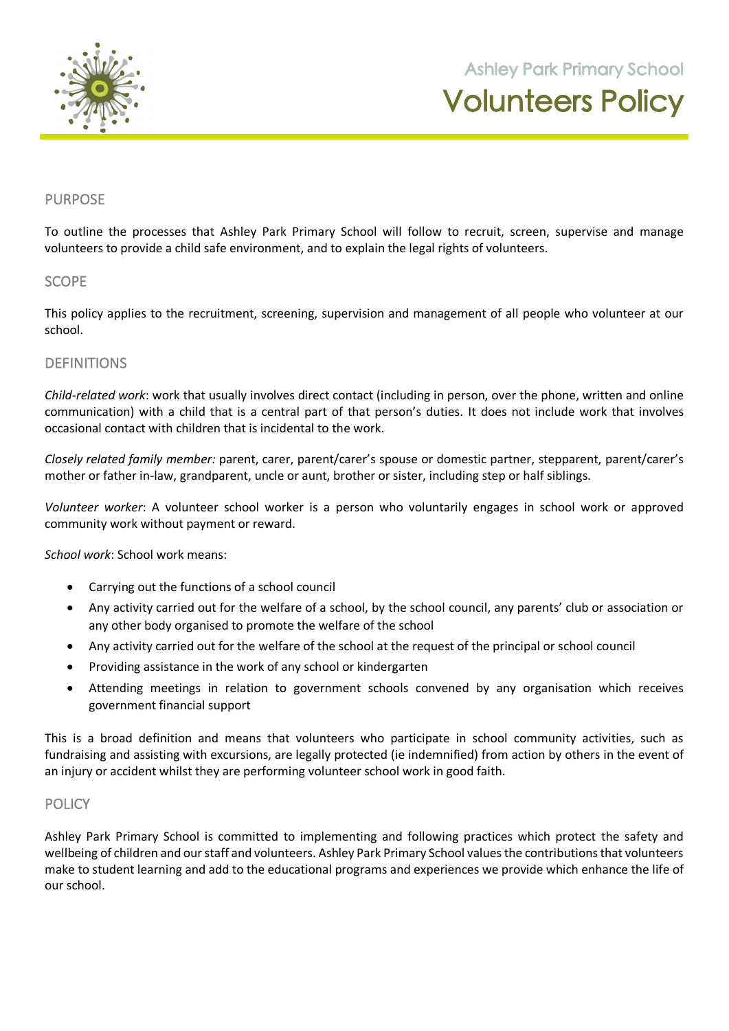Ashley Park Primary School

# Volunteers Policy

## PURPOSE

To outline the processes that Ashley Park Primary School will follow to recruit, screen, supervise and manage volunteers to provide a child safe environment, and to explain the legal rights of volunteers.

## SCOPE

This policy applies to the recruitment, screening, supervision and management of all people who volunteer at our school.

## DEFINITIONS

*Child-related work*: work that usually involves direct contact (including in person, over the phone, written and online communication) with a child that is a central part of that person's duties. It does not include work that involves occasional contact with children that is incidental to the work.

*Closely related family member:* parent, carer, parent/carer's spouse or domestic partner, stepparent, parent/carer's mother or father in-law, grandparent, uncle or aunt, brother or sister, including step or half siblings.

*Volunteer worker*: A volunteer school worker is a person who voluntarily engages in school work or approved community work without payment or reward.

*School work*: School work means:

- Carrying out the functions of a school council
- Any activity carried out for the welfare of a school, by the school council, any parents' club or association or any other body organised to promote the welfare of the school
- Any activity carried out for the welfare of the school at the request of the principal or school council
- Providing assistance in the work of any school or kindergarten
- Attending meetings in relation to government schools convened by any organisation which receives government financial support

This is a broad definition and means that volunteers who participate in school community activities, such as fundraising and assisting with excursions, are legally protected (ie indemnified) from action by others in the event of an injury or accident whilst they are performing volunteer school work in good faith.

## POLICY

Ashley Park Primary School is committed to implementing and following practices which protect the safety and wellbeing of children and our staff and volunteers. Ashley Park Primary School values the contributions that volunteers make to student learning and add to the educational programs and experiences we provide which enhance the life of our school.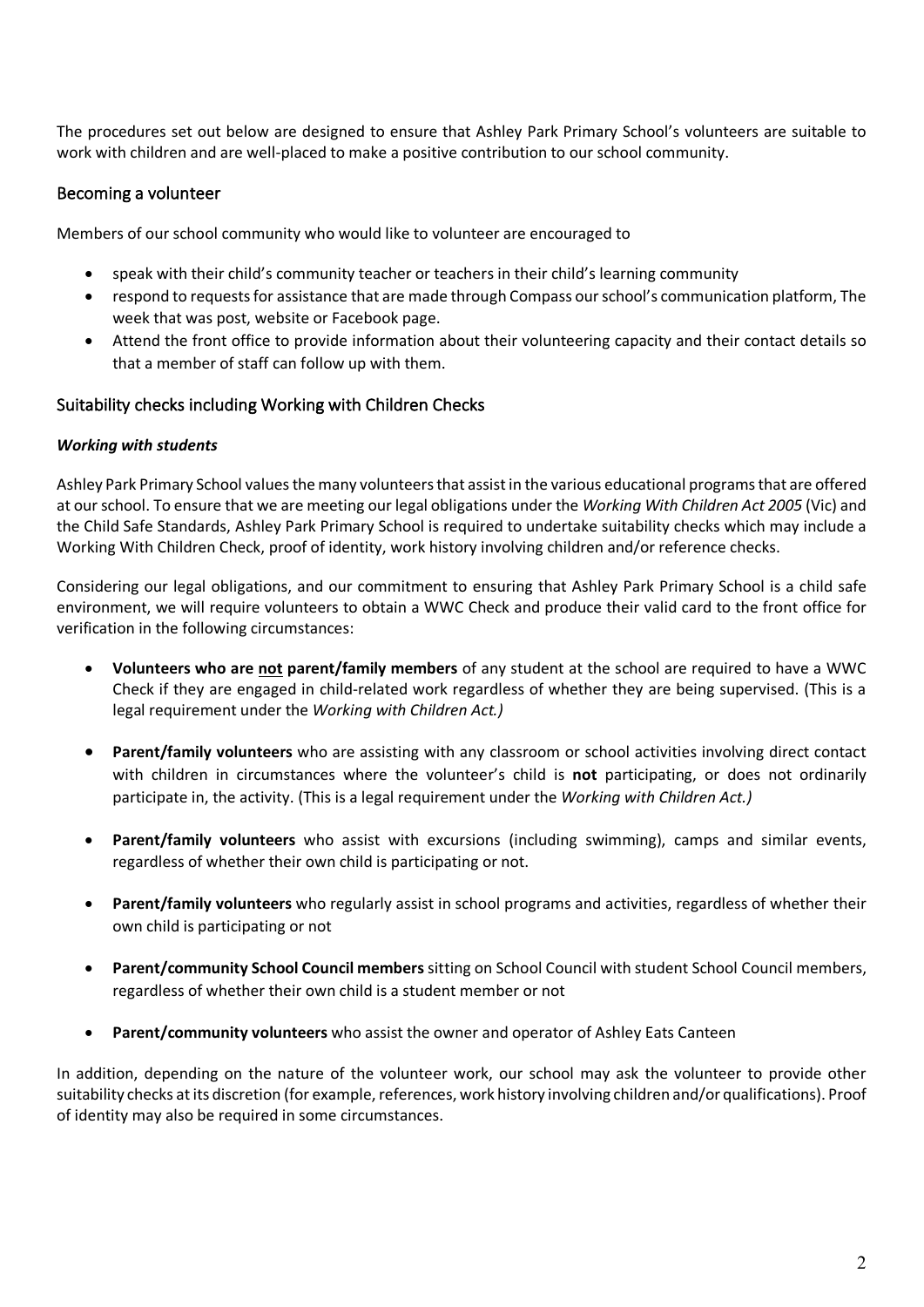The procedures set out below are designed to ensure that Ashley Park Primary School's volunteers are suitable to work with children and are well-placed to make a positive contribution to our school community.

## Becoming a volunteer

Members of our school community who would like to volunteer are encouraged to

- speak with their child's community teacher or teachers in their child's learning community
- respond to requests for assistance that are made through Compass our school's communication platform, The week that was post, website or Facebook page.
- Attend the front office to provide information about their volunteering capacity and their contact details so that a member of staff can follow up with them.

## Suitability checks including Working with Children Checks

### *Working with students*

Ashley Park Primary School values the many volunteers that assist in the various educational programs that are offered at our school. To ensure that we are meeting our legal obligations under the *Working With Children Act 2005* (Vic) and the Child Safe Standards, Ashley Park Primary School is required to undertake suitability checks which may include a Working With Children Check, proof of identity, work history involving children and/or reference checks.

Considering our legal obligations, and our commitment to ensuring that Ashley Park Primary School is a child safe environment, we will require volunteers to obtain a WWC Check and produce their valid card to the front office for verification in the following circumstances:

- **Volunteers who are <u>not</u> parent/family members** of any student at the school are required to have a WWC Check if they are engaged in child-related work regardless of whether they are being supervised. (This is a legal requirement under the *Working with Children Act.)*
- **Parent/family volunteers** who are assisting with any classroom or school activities involving direct contact with children in circumstances where the volunteer's child is **not** participating, or does not ordinarily participate in, the activity. (This is a legal requirement under the *Working with Children Act.)*
- **Parent/family volunteers** who assist with excursions (including swimming), camps and similar events, regardless of whether their own child is participating or not.
- **Parent/family volunteers** who regularly assist in school programs and activities, regardless of whether their own child is participating or not
- **Parent/community School Council members** sitting on School Council with student School Council members, regardless of whether their own child is a student member or not
- **Parent/community volunteers** who assist the owner and operator of Ashley Eats Canteen

In addition, depending on the nature of the volunteer work, our school may ask the volunteer to provide other suitability checks at its discretion (for example, references, work history involving children and/or qualifications). Proof of identity may also be required in some circumstances.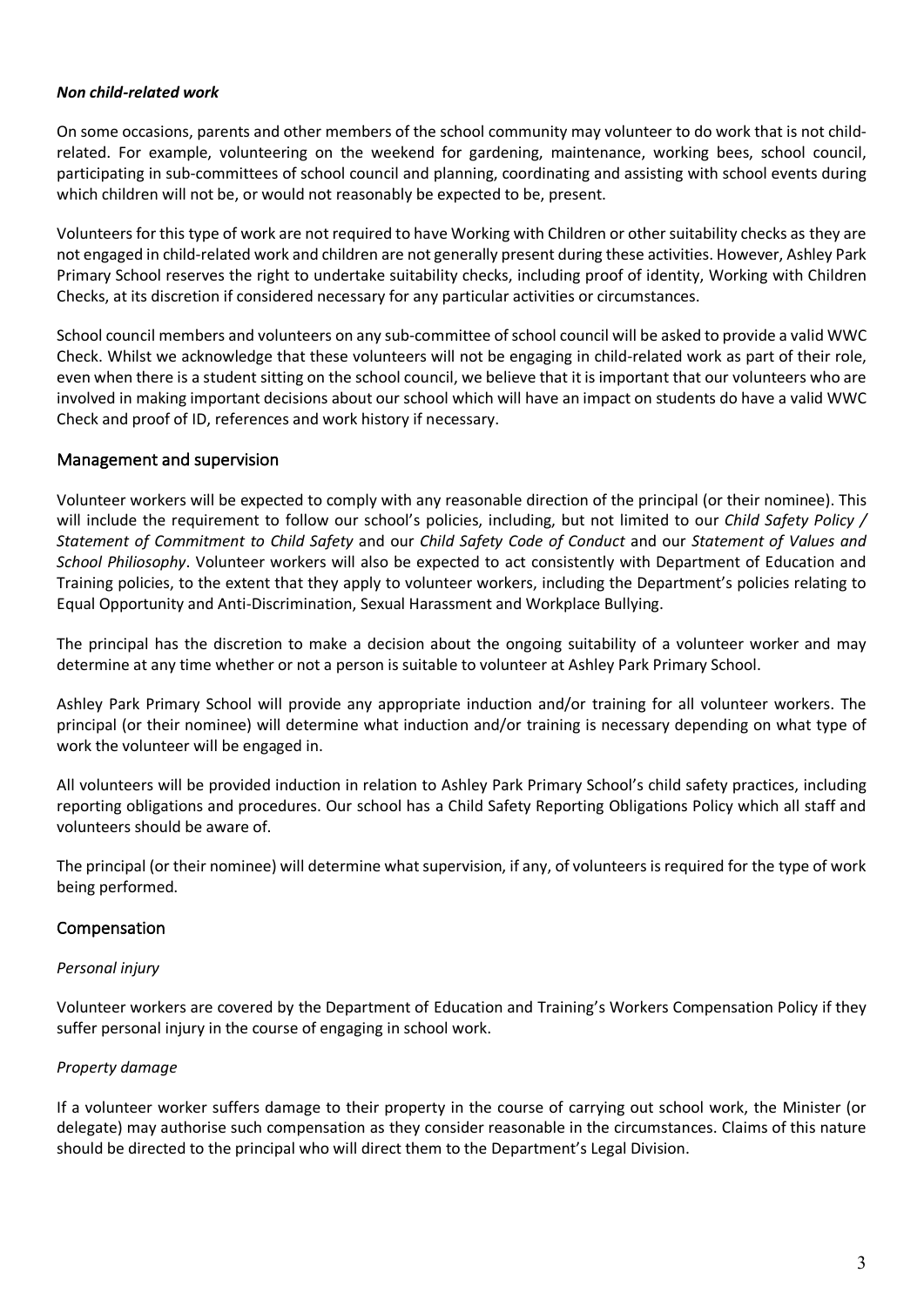#### *Non child-related work*

On some occasions, parents and other members of the school community may volunteer to do work that is not child-related. For example, volunteering on the weekend for gardening, maintenance, working bees, school council, participating in sub-committees of school council and planning, coordinating and assisting with school events during which children will not be, or would not reasonably be expected to be, present.

Volunteers for this type of work are not required to have Working with Children or other suitability checks as they are not engaged in child-related work and children are not generally present during these activities. However, Ashley Park Primary School reserves the right to undertake suitability checks, including proof of identity, Working with Children Checks, at its discretion if considered necessary for any particular activities or circumstances.

School council members and volunteers on any sub-committee of school council will be asked to provide a valid WWC Check. Whilst we acknowledge that these volunteers will not be engaging in child-related work as part of their role, even when there is a student sitting on the school council, we believe that it is important that our volunteers who are involved in making important decisions about our school which will have an impact on students do have a valid WWC Check and proof of ID, references and work history if necessary.

## Management and supervision

Volunteer workers will be expected to comply with any reasonable direction of the principal (or their nominee). This will include the requirement to follow our school's policies, including, but not limited to our *Child Safety Policy / Statement of Commitment to Child Safety* and our *Child Safety Code of Conduct* and our *Statement of Values and School Philiosophy*. Volunteer workers will also be expected to act consistently with Department of Education and Training policies, to the extent that they apply to volunteer workers, including the Department's policies relating to Equal Opportunity and Anti-Discrimination, Sexual Harassment and Workplace Bullying.

The principal has the discretion to make a decision about the ongoing suitability of a volunteer worker and may determine at any time whether or not a person is suitable to volunteer at Ashley Park Primary School.

Ashley Park Primary School will provide any appropriate induction and/or training for all volunteer workers. The principal (or their nominee) will determine what induction and/or training is necessary depending on what type of work the volunteer will be engaged in.

All volunteers will be provided induction in relation to Ashley Park Primary School's child safety practices, including reporting obligations and procedures. Our school has a Child Safety Reporting Obligations Policy which all staff and volunteers should be aware of.

The principal (or their nominee) will determine what supervision, if any, of volunteers is required for the type of work being performed.

## Compensation

#### *Personal injury*

Volunteer workers are covered by the Department of Education and Training's Workers Compensation Policy if they suffer personal injury in the course of engaging in school work.

#### *Property damage*

If a volunteer worker suffers damage to their property in the course of carrying out school work, the Minister (or delegate) may authorise such compensation as they consider reasonable in the circumstances. Claims of this nature should be directed to the principal who will direct them to the Department's Legal Division.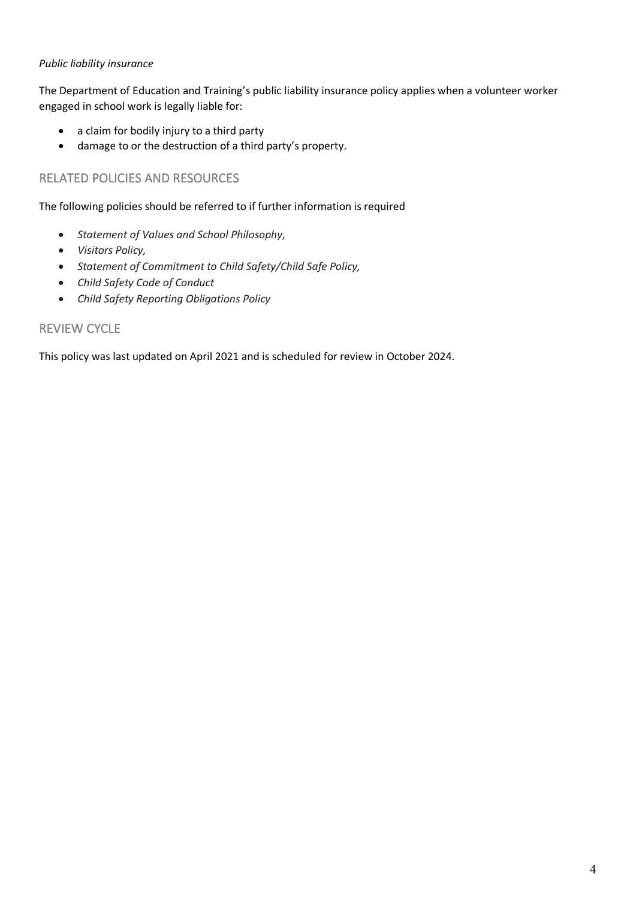*Public liability insurance*

The Department of Education and Training's public liability insurance policy applies when a volunteer worker engaged in school work is legally liable for:

- a claim for bodily injury to a third party
- damage to or the destruction of a third party's property.

## RELATED POLICIES AND RESOURCES

The following policies should be referred to if further information is required

- *Statement of Values and School Philosophy*,
- *Visitors Policy,*
- *Statement of Commitment to Child Safety/Child Safe Policy,*
- *Child Safety Code of Conduct*
- *Child Safety Reporting Obligations Policy*

## REVIEW CYCLE

This policy was last updated on April 2021 and is scheduled for review in October 2024.